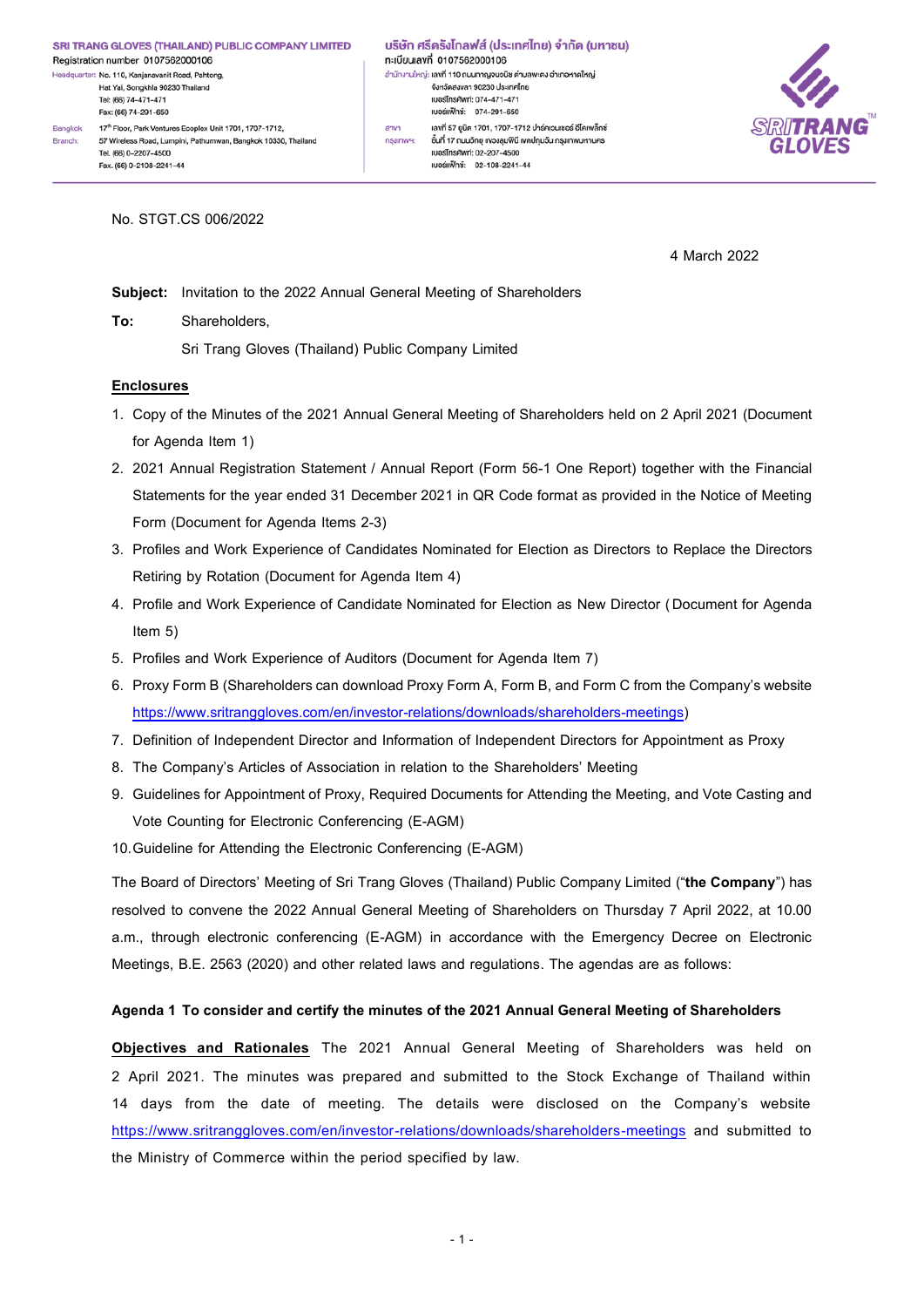SRI TRANG GLOVES (THAILAND) PUBLIC COMPANY LIMITED
Registration number 0107562000106
Headquarter: No. 110, Kanjanavanit Road, Pahtong, Hat Yai, Songkhla 90230 Thailand
Tel: (66) 74-471-471
Fax: (66) 74-291-650
Bangkok Branch: 17th Floor, Park Ventures Ecoplex Unit 1701, 1707-1712, 57 Wireless Road, Lumpini, Pathumwan, Bangkok 10330, Thailand
Tel. (66) 0-2207-4500
Fax. (66) 0-2108-2241-44

บริษัท ศรีตรังโกลฟส์ (ประเทศไทย) จำกัด (มหาชน)
ทะเบียนเลขที่ 0107562000106
สำนักงานใหญ่: เลขที่ 110 ถนนกาญจนวนิช ตำบลพะตง อำเภอหาดใหญ่ จังหวัดสงขลา 90230 ประเทศไทย
เบอร์โทรศัพท์: 074-471-471
เบอร์แฟ็กซ์: 074-291-650
สาขากรุงเทพฯ: เลขที่ 57 ยูนิต 1701, 1707-1712 ปาร์คเวนเชอร์ อีโคเพล็กซ์ ชั้นที่ 17 ถนนวิทยุ แขวงลุมพินี เขตปทุมวัน กรุงเทพมหานคร
เบอร์โทรศัพท์: 02-207-4500
เบอร์แฟ็กซ์: 02-108-2241-44

No. STGT.CS 006/2022

4 March 2022

**Subject:** Invitation to the 2022 Annual General Meeting of Shareholders

**To:** Shareholders,
Sri Trang Gloves (Thailand) Public Company Limited

**Enclosures**

1. Copy of the Minutes of the 2021 Annual General Meeting of Shareholders held on 2 April 2021 (Document for Agenda Item 1)
2. 2021 Annual Registration Statement / Annual Report (Form 56-1 One Report) together with the Financial Statements for the year ended 31 December 2021 in QR Code format as provided in the Notice of Meeting Form (Document for Agenda Items 2-3)
3. Profiles and Work Experience of Candidates Nominated for Election as Directors to Replace the Directors Retiring by Rotation (Document for Agenda Item 4)
4. Profile and Work Experience of Candidate Nominated for Election as New Director (Document for Agenda Item 5)
5. Profiles and Work Experience of Auditors (Document for Agenda Item 7)
6. Proxy Form B (Shareholders can download Proxy Form A, Form B, and Form C from the Company's website https://www.sritranggloves.com/en/investor-relations/downloads/shareholders-meetings)
7. Definition of Independent Director and Information of Independent Directors for Appointment as Proxy
8. The Company's Articles of Association in relation to the Shareholders' Meeting
9. Guidelines for Appointment of Proxy, Required Documents for Attending the Meeting, and Vote Casting and Vote Counting for Electronic Conferencing (E-AGM)
10. Guideline for Attending the Electronic Conferencing (E-AGM)

The Board of Directors' Meeting of Sri Trang Gloves (Thailand) Public Company Limited ("**the Company**") has resolved to convene the 2022 Annual General Meeting of Shareholders on Thursday 7 April 2022, at 10.00 a.m., through electronic conferencing (E-AGM) in accordance with the Emergency Decree on Electronic Meetings, B.E. 2563 (2020) and other related laws and regulations. The agendas are as follows:

**Agenda 1 To consider and certify the minutes of the 2021 Annual General Meeting of Shareholders**

**Objectives and Rationales** The 2021 Annual General Meeting of Shareholders was held on 2 April 2021. The minutes was prepared and submitted to the Stock Exchange of Thailand within 14 days from the date of meeting. The details were disclosed on the Company's website https://www.sritranggloves.com/en/investor-relations/downloads/shareholders-meetings and submitted to the Ministry of Commerce within the period specified by law.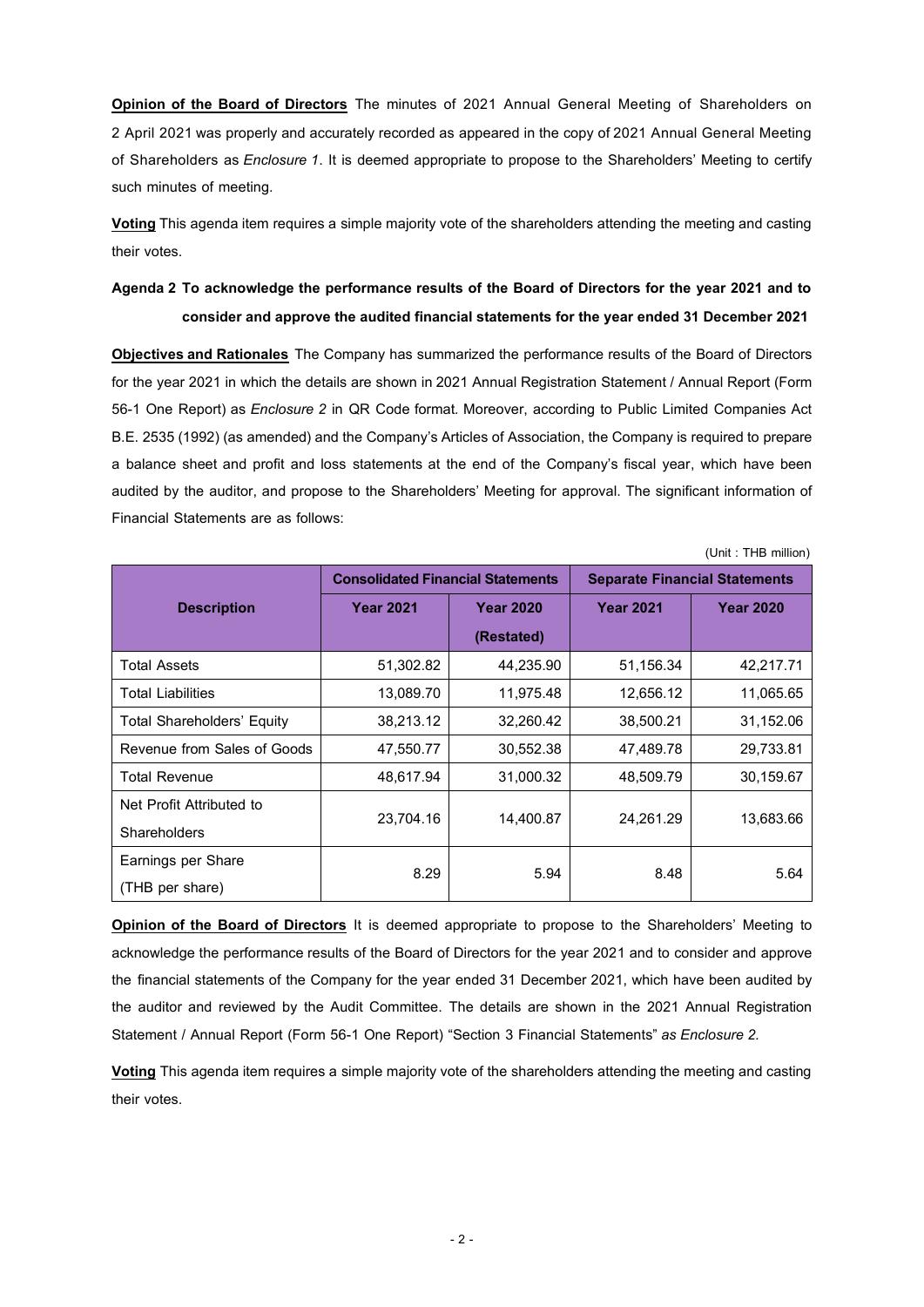**Opinion of the Board of Directors** The minutes of 2021 Annual General Meeting of Shareholders on 2 April 2021 was properly and accurately recorded as appeared in the copy of 2021 Annual General Meeting of Shareholders as *Enclosure 1*. It is deemed appropriate to propose to the Shareholders' Meeting to certify such minutes of meeting.

**Voting** This agenda item requires a simple majority vote of the shareholders attending the meeting and casting their votes.

### Agenda 2 To acknowledge the performance results of the Board of Directors for the year 2021 and to consider and approve the audited financial statements for the year ended 31 December 2021

**Objectives and Rationales** The Company has summarized the performance results of the Board of Directors for the year 2021 in which the details are shown in 2021 Annual Registration Statement / Annual Report (Form 56-1 One Report) as *Enclosure 2* in QR Code format. Moreover, according to Public Limited Companies Act B.E. 2535 (1992) (as amended) and the Company's Articles of Association, the Company is required to prepare a balance sheet and profit and loss statements at the end of the Company's fiscal year, which have been audited by the auditor, and propose to the Shareholders' Meeting for approval. The significant information of Financial Statements are as follows:

(Unit : THB million)

| Description | Consolidated Financial Statements | | Separate Financial Statements | |
|---|---|---|---|---|
| | Year 2021 | Year 2020 (Restated) | Year 2021 | Year 2020 |
| Total Assets | 51,302.82 | 44,235.90 | 51,156.34 | 42,217.71 |
| Total Liabilities | 13,089.70 | 11,975.48 | 12,656.12 | 11,065.65 |
| Total Shareholders' Equity | 38,213.12 | 32,260.42 | 38,500.21 | 31,152.06 |
| Revenue from Sales of Goods | 47,550.77 | 30,552.38 | 47,489.78 | 29,733.81 |
| Total Revenue | 48,617.94 | 31,000.32 | 48,509.79 | 30,159.67 |
| Net Profit Attributed to Shareholders | 23,704.16 | 14,400.87 | 24,261.29 | 13,683.66 |
| Earnings per Share (THB per share) | 8.29 | 5.94 | 8.48 | 5.64 |

**Opinion of the Board of Directors** It is deemed appropriate to propose to the Shareholders' Meeting to acknowledge the performance results of the Board of Directors for the year 2021 and to consider and approve the financial statements of the Company for the year ended 31 December 2021, which have been audited by the auditor and reviewed by the Audit Committee. The details are shown in the 2021 Annual Registration Statement / Annual Report (Form 56-1 One Report) "Section 3 Financial Statements" *as Enclosure 2.*

**Voting** This agenda item requires a simple majority vote of the shareholders attending the meeting and casting their votes.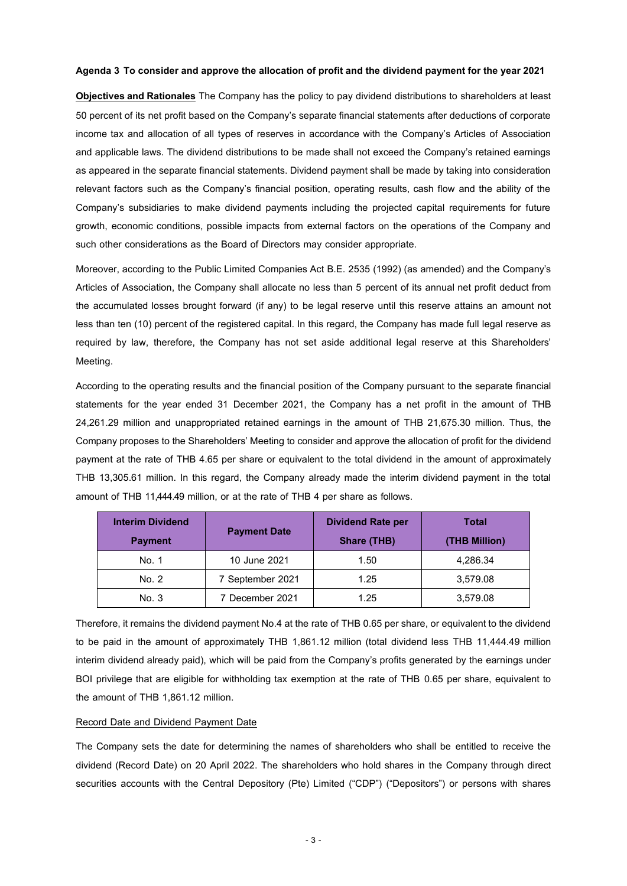**Agenda 3 To consider and approve the allocation of profit and the dividend payment for the year 2021**

**Objectives and Rationales** The Company has the policy to pay dividend distributions to shareholders at least 50 percent of its net profit based on the Company's separate financial statements after deductions of corporate income tax and allocation of all types of reserves in accordance with the Company's Articles of Association and applicable laws. The dividend distributions to be made shall not exceed the Company's retained earnings as appeared in the separate financial statements. Dividend payment shall be made by taking into consideration relevant factors such as the Company's financial position, operating results, cash flow and the ability of the Company's subsidiaries to make dividend payments including the projected capital requirements for future growth, economic conditions, possible impacts from external factors on the operations of the Company and such other considerations as the Board of Directors may consider appropriate.

Moreover, according to the Public Limited Companies Act B.E. 2535 (1992) (as amended) and the Company's Articles of Association, the Company shall allocate no less than 5 percent of its annual net profit deduct from the accumulated losses brought forward (if any) to be legal reserve until this reserve attains an amount not less than ten (10) percent of the registered capital. In this regard, the Company has made full legal reserve as required by law, therefore, the Company has not set aside additional legal reserve at this Shareholders' Meeting.

According to the operating results and the financial position of the Company pursuant to the separate financial statements for the year ended 31 December 2021, the Company has a net profit in the amount of THB 24,261.29 million and unappropriated retained earnings in the amount of THB 21,675.30 million. Thus, the Company proposes to the Shareholders' Meeting to consider and approve the allocation of profit for the dividend payment at the rate of THB 4.65 per share or equivalent to the total dividend in the amount of approximately THB 13,305.61 million. In this regard, the Company already made the interim dividend payment in the total amount of THB 11,444.49 million, or at the rate of THB 4 per share as follows.

| Interim Dividend Payment | Payment Date | Dividend Rate per Share (THB) | Total (THB Million) |
|---|---|---|---|
| No. 1 | 10 June 2021 | 1.50 | 4,286.34 |
| No. 2 | 7 September 2021 | 1.25 | 3,579.08 |
| No. 3 | 7 December 2021 | 1.25 | 3,579.08 |

Therefore, it remains the dividend payment No.4 at the rate of THB 0.65 per share, or equivalent to the dividend to be paid in the amount of approximately THB 1,861.12 million (total dividend less THB 11,444.49 million interim dividend already paid), which will be paid from the Company's profits generated by the earnings under BOI privilege that are eligible for withholding tax exemption at the rate of THB 0.65 per share, equivalent to the amount of THB 1,861.12 million.

Record Date and Dividend Payment Date

The Company sets the date for determining the names of shareholders who shall be entitled to receive the dividend (Record Date) on 20 April 2022. The shareholders who hold shares in the Company through direct securities accounts with the Central Depository (Pte) Limited ("CDP") ("Depositors") or persons with shares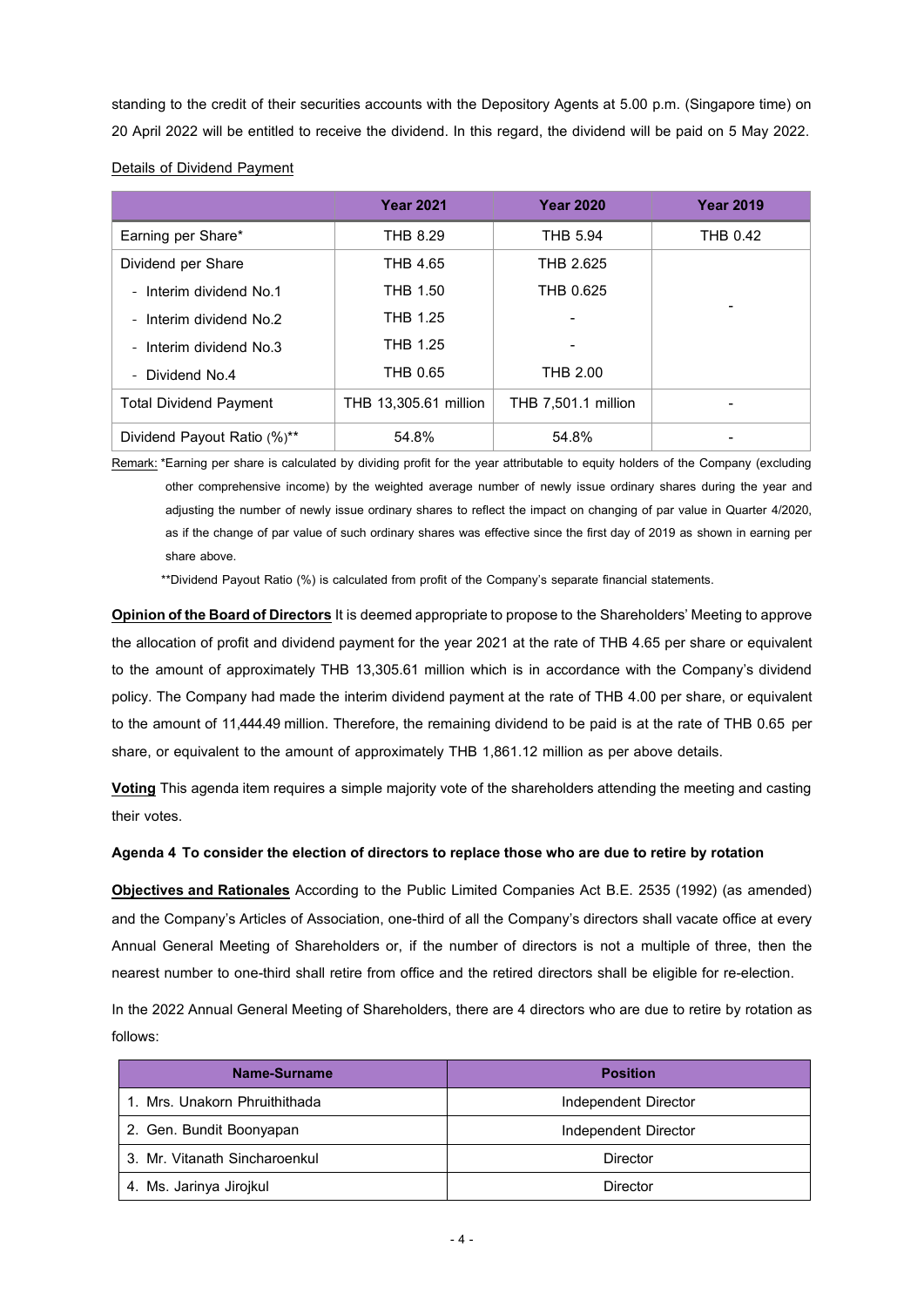standing to the credit of their securities accounts with the Depository Agents at 5.00 p.m. (Singapore time) on 20 April 2022 will be entitled to receive the dividend. In this regard, the dividend will be paid on 5 May 2022.

Details of Dividend Payment

| | Year 2021 | Year 2020 | Year 2019 |
|---|---|---|---|
| Earning per Share* | THB 8.29 | THB 5.94 | THB 0.42 |
| Dividend per Share | THB 4.65 | THB 2.625 | - |
| - Interim dividend No.1 | THB 1.50 | THB 0.625 | |
| - Interim dividend No.2 | THB 1.25 | - | |
| - Interim dividend No.3 | THB 1.25 | - | |
| - Dividend No.4 | THB 0.65 | THB 2.00 | |
| Total Dividend Payment | THB 13,305.61 million | THB 7,501.1 million | - |
| Dividend Payout Ratio (%)** | 54.8% | 54.8% | - |

Remark: *Earning per share is calculated by dividing profit for the year attributable to equity holders of the Company (excluding other comprehensive income) by the weighted average number of newly issue ordinary shares during the year and adjusting the number of newly issue ordinary shares to reflect the impact on changing of par value in Quarter 4/2020, as if the change of par value of such ordinary shares was effective since the first day of 2019 as shown in earning per share above.

**Dividend Payout Ratio (%) is calculated from profit of the Company's separate financial statements.

**Opinion of the Board of Directors** It is deemed appropriate to propose to the Shareholders' Meeting to approve the allocation of profit and dividend payment for the year 2021 at the rate of THB 4.65 per share or equivalent to the amount of approximately THB 13,305.61 million which is in accordance with the Company's dividend policy. The Company had made the interim dividend payment at the rate of THB 4.00 per share, or equivalent to the amount of 11,444.49 million. Therefore, the remaining dividend to be paid is at the rate of THB 0.65 per share, or equivalent to the amount of approximately THB 1,861.12 million as per above details.

**Voting** This agenda item requires a simple majority vote of the shareholders attending the meeting and casting their votes.

**Agenda 4 To consider the election of directors to replace those who are due to retire by rotation**

**Objectives and Rationales** According to the Public Limited Companies Act B.E. 2535 (1992) (as amended) and the Company's Articles of Association, one-third of all the Company's directors shall vacate office at every Annual General Meeting of Shareholders or, if the number of directors is not a multiple of three, then the nearest number to one-third shall retire from office and the retired directors shall be eligible for re-election.

In the 2022 Annual General Meeting of Shareholders, there are 4 directors who are due to retire by rotation as follows:

| Name-Surname | Position |
|---|---|
| 1. Mrs. Unakorn Phruithithada | Independent Director |
| 2. Gen. Bundit Boonyapan | Independent Director |
| 3. Mr. Vitanath Sincharoenkul | Director |
| 4. Ms. Jarinya Jirojkul | Director |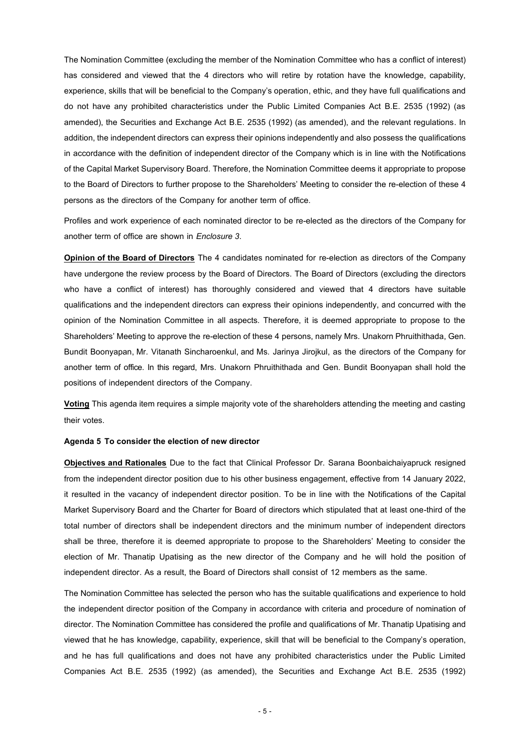The Nomination Committee (excluding the member of the Nomination Committee who has a conflict of interest) has considered and viewed that the 4 directors who will retire by rotation have the knowledge, capability, experience, skills that will be beneficial to the Company's operation, ethic, and they have full qualifications and do not have any prohibited characteristics under the Public Limited Companies Act B.E. 2535 (1992) (as amended), the Securities and Exchange Act B.E. 2535 (1992) (as amended), and the relevant regulations. In addition, the independent directors can express their opinions independently and also possess the qualifications in accordance with the definition of independent director of the Company which is in line with the Notifications of the Capital Market Supervisory Board. Therefore, the Nomination Committee deems it appropriate to propose to the Board of Directors to further propose to the Shareholders' Meeting to consider the re-election of these 4 persons as the directors of the Company for another term of office.

Profiles and work experience of each nominated director to be re-elected as the directors of the Company for another term of office are shown in *Enclosure 3*.

**Opinion of the Board of Directors** The 4 candidates nominated for re-election as directors of the Company have undergone the review process by the Board of Directors. The Board of Directors (excluding the directors who have a conflict of interest) has thoroughly considered and viewed that 4 directors have suitable qualifications and the independent directors can express their opinions independently, and concurred with the opinion of the Nomination Committee in all aspects. Therefore, it is deemed appropriate to propose to the Shareholders' Meeting to approve the re-election of these 4 persons, namely Mrs. Unakorn Phruithithada, Gen. Bundit Boonyapan, Mr. Vitanath Sincharoenkul, and Ms. Jarinya Jirojkul, as the directors of the Company for another term of office. In this regard, Mrs. Unakorn Phruithithada and Gen. Bundit Boonyapan shall hold the positions of independent directors of the Company.

**Voting** This agenda item requires a simple majority vote of the shareholders attending the meeting and casting their votes.

**Agenda 5 To consider the election of new director**

**Objectives and Rationales** Due to the fact that Clinical Professor Dr. Sarana Boonbaichaiyapruck resigned from the independent director position due to his other business engagement, effective from 14 January 2022, it resulted in the vacancy of independent director position. To be in line with the Notifications of the Capital Market Supervisory Board and the Charter for Board of directors which stipulated that at least one-third of the total number of directors shall be independent directors and the minimum number of independent directors shall be three, therefore it is deemed appropriate to propose to the Shareholders' Meeting to consider the election of Mr. Thanatip Upatising as the new director of the Company and he will hold the position of independent director. As a result, the Board of Directors shall consist of 12 members as the same.

The Nomination Committee has selected the person who has the suitable qualifications and experience to hold the independent director position of the Company in accordance with criteria and procedure of nomination of director. The Nomination Committee has considered the profile and qualifications of Mr. Thanatip Upatising and viewed that he has knowledge, capability, experience, skill that will be beneficial to the Company's operation, and he has full qualifications and does not have any prohibited characteristics under the Public Limited Companies Act B.E. 2535 (1992) (as amended), the Securities and Exchange Act B.E. 2535 (1992)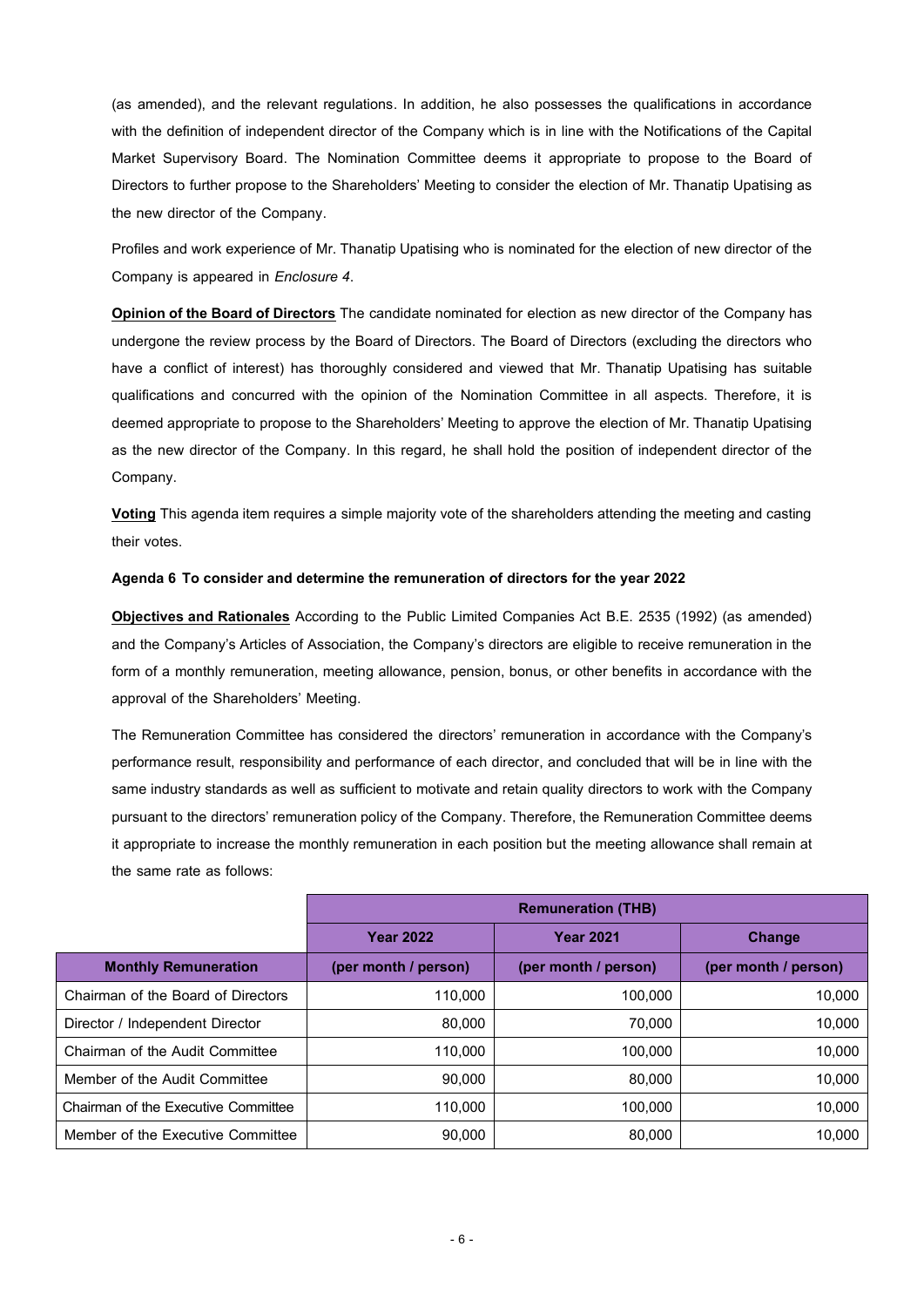(as amended), and the relevant regulations. In addition, he also possesses the qualifications in accordance with the definition of independent director of the Company which is in line with the Notifications of the Capital Market Supervisory Board. The Nomination Committee deems it appropriate to propose to the Board of Directors to further propose to the Shareholders' Meeting to consider the election of Mr. Thanatip Upatising as the new director of the Company.

Profiles and work experience of Mr. Thanatip Upatising who is nominated for the election of new director of the Company is appeared in *Enclosure 4*.

**Opinion of the Board of Directors** The candidate nominated for election as new director of the Company has undergone the review process by the Board of Directors. The Board of Directors (excluding the directors who have a conflict of interest) has thoroughly considered and viewed that Mr. Thanatip Upatising has suitable qualifications and concurred with the opinion of the Nomination Committee in all aspects. Therefore, it is deemed appropriate to propose to the Shareholders' Meeting to approve the election of Mr. Thanatip Upatising as the new director of the Company. In this regard, he shall hold the position of independent director of the Company.

**Voting** This agenda item requires a simple majority vote of the shareholders attending the meeting and casting their votes.

**Agenda 6 To consider and determine the remuneration of directors for the year 2022**

**Objectives and Rationales** According to the Public Limited Companies Act B.E. 2535 (1992) (as amended) and the Company's Articles of Association, the Company's directors are eligible to receive remuneration in the form of a monthly remuneration, meeting allowance, pension, bonus, or other benefits in accordance with the approval of the Shareholders' Meeting.

The Remuneration Committee has considered the directors' remuneration in accordance with the Company's performance result, responsibility and performance of each director, and concluded that will be in line with the same industry standards as well as sufficient to motivate and retain quality directors to work with the Company pursuant to the directors' remuneration policy of the Company. Therefore, the Remuneration Committee deems it appropriate to increase the monthly remuneration in each position but the meeting allowance shall remain at the same rate as follows:

| | **Remuneration (THB)** | | |
|---|---|---|---|
| | **Year 2022** | **Year 2021** | **Change** |
| **Monthly Remuneration** | **(per month / person)** | **(per month / person)** | **(per month / person)** |
| Chairman of the Board of Directors | 110,000 | 100,000 | 10,000 |
| Director / Independent Director | 80,000 | 70,000 | 10,000 |
| Chairman of the Audit Committee | 110,000 | 100,000 | 10,000 |
| Member of the Audit Committee | 90,000 | 80,000 | 10,000 |
| Chairman of the Executive Committee | 110,000 | 100,000 | 10,000 |
| Member of the Executive Committee | 90,000 | 80,000 | 10,000 |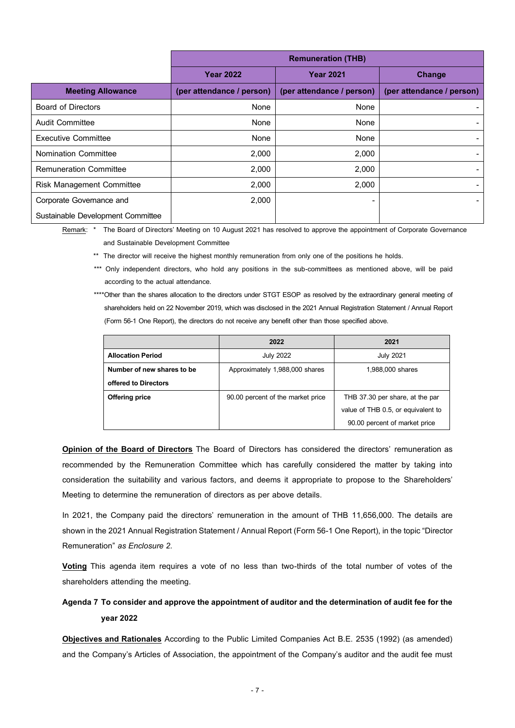| | Remuneration (THB) | | |
|---|---|---|---|
| | Year 2022 | Year 2021 | Change |
| **Meeting Allowance** | (per attendance / person) | (per attendance / person) | (per attendance / person) |
| Board of Directors | None | None | - |
| Audit Committee | None | None | - |
| Executive Committee | None | None | - |
| Nomination Committee | 2,000 | 2,000 | - |
| Remuneration Committee | 2,000 | 2,000 | - |
| Risk Management Committee | 2,000 | 2,000 | - |
| Corporate Governance and Sustainable Development Committee | 2,000 | - | - |

Remark: * The Board of Directors' Meeting on 10 August 2021 has resolved to approve the appointment of Corporate Governance and Sustainable Development Committee

** The director will receive the highest monthly remuneration from only one of the positions he holds.

*** Only independent directors, who hold any positions in the sub-committees as mentioned above, will be paid according to the actual attendance.

****Other than the shares allocation to the directors under STGT ESOP as resolved by the extraordinary general meeting of shareholders held on 22 November 2019, which was disclosed in the 2021 Annual Registration Statement / Annual Report (Form 56-1 One Report), the directors do not receive any benefit other than those specified above.

| | 2022 | 2021 |
|---|---|---|
| **Allocation Period** | July 2022 | July 2021 |
| **Number of new shares to be offered to Directors** | Approximately 1,988,000 shares | 1,988,000 shares |
| **Offering price** | 90.00 percent of the market price | THB 37.30 per share, at the par value of THB 0.5, or equivalent to 90.00 percent of market price |

**Opinion of the Board of Directors** The Board of Directors has considered the directors' remuneration as recommended by the Remuneration Committee which has carefully considered the matter by taking into consideration the suitability and various factors, and deems it appropriate to propose to the Shareholders' Meeting to determine the remuneration of directors as per above details.

In 2021, the Company paid the directors' remuneration in the amount of THB 11,656,000. The details are shown in the 2021 Annual Registration Statement / Annual Report (Form 56-1 One Report), in the topic "Director Remuneration" *as Enclosure 2*.

**Voting** This agenda item requires a vote of no less than two-thirds of the total number of votes of the shareholders attending the meeting.

### Agenda 7 To consider and approve the appointment of auditor and the determination of audit fee for the year 2022

**Objectives and Rationales** According to the Public Limited Companies Act B.E. 2535 (1992) (as amended) and the Company's Articles of Association, the appointment of the Company's auditor and the audit fee must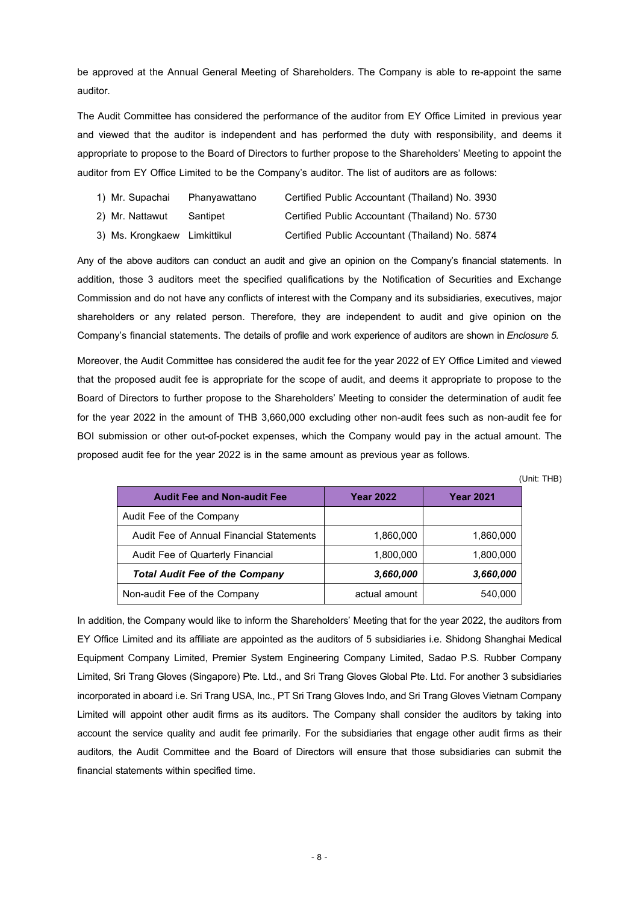be approved at the Annual General Meeting of Shareholders. The Company is able to re-appoint the same auditor.

The Audit Committee has considered the performance of the auditor from EY Office Limited in previous year and viewed that the auditor is independent and has performed the duty with responsibility, and deems it appropriate to propose to the Board of Directors to further propose to the Shareholders' Meeting to appoint the auditor from EY Office Limited to be the Company's auditor. The list of auditors are as follows:

1) Mr. Supachai Phanyawattano Certified Public Accountant (Thailand) No. 3930
2) Mr. Nattawut Santipet Certified Public Accountant (Thailand) No. 5730
3) Ms. Krongkaew Limkittikul Certified Public Accountant (Thailand) No. 5874

Any of the above auditors can conduct an audit and give an opinion on the Company's financial statements. In addition, those 3 auditors meet the specified qualifications by the Notification of Securities and Exchange Commission and do not have any conflicts of interest with the Company and its subsidiaries, executives, major shareholders or any related person. Therefore, they are independent to audit and give opinion on the Company's financial statements. The details of profile and work experience of auditors are shown in *Enclosure 5.*

Moreover, the Audit Committee has considered the audit fee for the year 2022 of EY Office Limited and viewed that the proposed audit fee is appropriate for the scope of audit, and deems it appropriate to propose to the Board of Directors to further propose to the Shareholders' Meeting to consider the determination of audit fee for the year 2022 in the amount of THB 3,660,000 excluding other non-audit fees such as non-audit fee for BOI submission or other out-of-pocket expenses, which the Company would pay in the actual amount. The proposed audit fee for the year 2022 is in the same amount as previous year as follows.

(Unit: THB)

| Audit Fee and Non-audit Fee | Year 2022 | Year 2021 |
|---|---|---|
| Audit Fee of the Company | | |
| Audit Fee of Annual Financial Statements | 1,860,000 | 1,860,000 |
| Audit Fee of Quarterly Financial | 1,800,000 | 1,800,000 |
| ***Total Audit Fee of the Company*** | ***3,660,000*** | ***3,660,000*** |
| Non-audit Fee of the Company | actual amount | 540,000 |

In addition, the Company would like to inform the Shareholders' Meeting that for the year 2022, the auditors from EY Office Limited and its affiliate are appointed as the auditors of 5 subsidiaries i.e. Shidong Shanghai Medical Equipment Company Limited, Premier System Engineering Company Limited, Sadao P.S. Rubber Company Limited, Sri Trang Gloves (Singapore) Pte. Ltd., and Sri Trang Gloves Global Pte. Ltd. For another 3 subsidiaries incorporated in aboard i.e. Sri Trang USA, Inc., PT Sri Trang Gloves Indo, and Sri Trang Gloves Vietnam Company Limited will appoint other audit firms as its auditors. The Company shall consider the auditors by taking into account the service quality and audit fee primarily. For the subsidiaries that engage other audit firms as their auditors, the Audit Committee and the Board of Directors will ensure that those subsidiaries can submit the financial statements within specified time.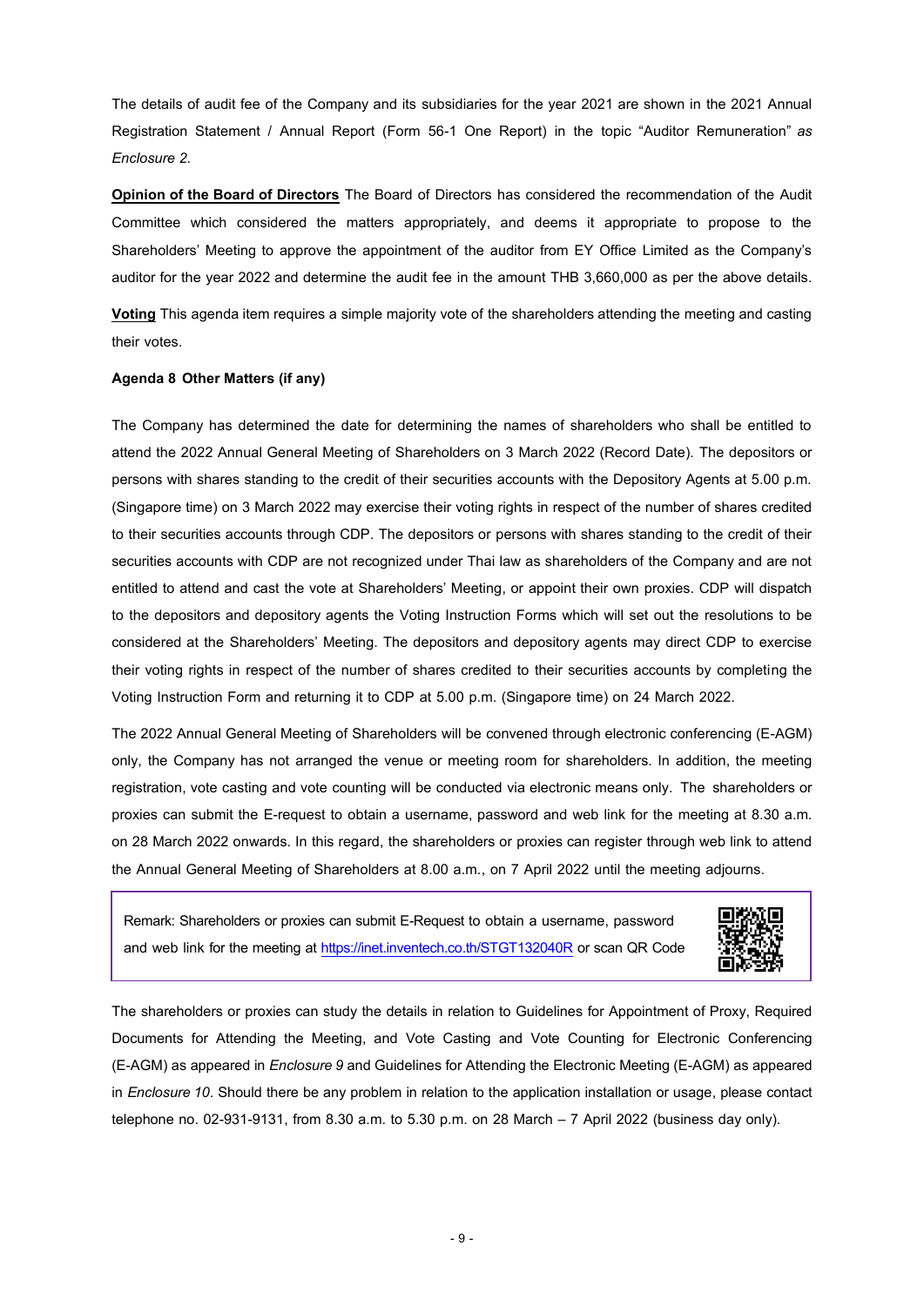The details of audit fee of the Company and its subsidiaries for the year 2021 are shown in the 2021 Annual Registration Statement / Annual Report (Form 56-1 One Report) in the topic "Auditor Remuneration" *as Enclosure 2.*

**Opinion of the Board of Directors** The Board of Directors has considered the recommendation of the Audit Committee which considered the matters appropriately, and deems it appropriate to propose to the Shareholders' Meeting to approve the appointment of the auditor from EY Office Limited as the Company's auditor for the year 2022 and determine the audit fee in the amount THB 3,660,000 as per the above details.

**Voting** This agenda item requires a simple majority vote of the shareholders attending the meeting and casting their votes.

**Agenda 8 Other Matters (if any)**

The Company has determined the date for determining the names of shareholders who shall be entitled to attend the 2022 Annual General Meeting of Shareholders on 3 March 2022 (Record Date). The depositors or persons with shares standing to the credit of their securities accounts with the Depository Agents at 5.00 p.m. (Singapore time) on 3 March 2022 may exercise their voting rights in respect of the number of shares credited to their securities accounts through CDP. The depositors or persons with shares standing to the credit of their securities accounts with CDP are not recognized under Thai law as shareholders of the Company and are not entitled to attend and cast the vote at Shareholders' Meeting, or appoint their own proxies. CDP will dispatch to the depositors and depository agents the Voting Instruction Forms which will set out the resolutions to be considered at the Shareholders' Meeting. The depositors and depository agents may direct CDP to exercise their voting rights in respect of the number of shares credited to their securities accounts by completing the Voting Instruction Form and returning it to CDP at 5.00 p.m. (Singapore time) on 24 March 2022.

The 2022 Annual General Meeting of Shareholders will be convened through electronic conferencing (E-AGM) only, the Company has not arranged the venue or meeting room for shareholders. In addition, the meeting registration, vote casting and vote counting will be conducted via electronic means only. The shareholders or proxies can submit the E-request to obtain a username, password and web link for the meeting at 8.30 a.m. on 28 March 2022 onwards. In this regard, the shareholders or proxies can register through web link to attend the Annual General Meeting of Shareholders at 8.00 a.m., on 7 April 2022 until the meeting adjourns.

Remark: Shareholders or proxies can submit E-Request to obtain a username, password and web link for the meeting at https://inet.inventech.co.th/STGT132040R or scan QR Code

The shareholders or proxies can study the details in relation to Guidelines for Appointment of Proxy, Required Documents for Attending the Meeting, and Vote Casting and Vote Counting for Electronic Conferencing (E-AGM) as appeared in *Enclosure 9* and Guidelines for Attending the Electronic Meeting (E-AGM) as appeared in *Enclosure 10*. Should there be any problem in relation to the application installation or usage, please contact telephone no. 02-931-9131, from 8.30 a.m. to 5.30 p.m. on 28 March – 7 April 2022 (business day only).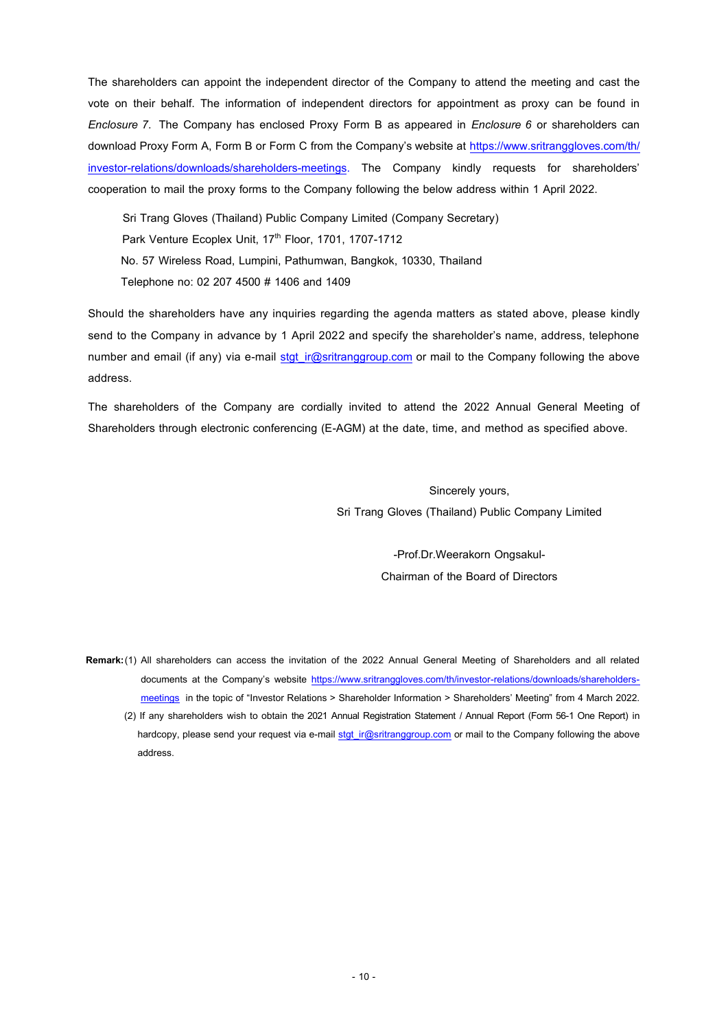The shareholders can appoint the independent director of the Company to attend the meeting and cast the vote on their behalf. The information of independent directors for appointment as proxy can be found in *Enclosure 7*. The Company has enclosed Proxy Form B as appeared in *Enclosure 6* or shareholders can download Proxy Form A, Form B or Form C from the Company's website at https://www.sritranggloves.com/th/investor-relations/downloads/shareholders-meetings. The Company kindly requests for shareholders' cooperation to mail the proxy forms to the Company following the below address within 1 April 2022.

Sri Trang Gloves (Thailand) Public Company Limited (Company Secretary)
Park Venture Ecoplex Unit, 17th Floor, 1701, 1707-1712
No. 57 Wireless Road, Lumpini, Pathumwan, Bangkok, 10330, Thailand
Telephone no: 02 207 4500 # 1406 and 1409

Should the shareholders have any inquiries regarding the agenda matters as stated above, please kindly send to the Company in advance by 1 April 2022 and specify the shareholder's name, address, telephone number and email (if any) via e-mail stgt_ir@sritranggroup.com or mail to the Company following the above address.

The shareholders of the Company are cordially invited to attend the 2022 Annual General Meeting of Shareholders through electronic conferencing (E-AGM) at the date, time, and method as specified above.

Sincerely yours,
Sri Trang Gloves (Thailand) Public Company Limited

-Prof.Dr.Weerakorn Ongsakul-
Chairman of the Board of Directors

**Remark:** (1) All shareholders can access the invitation of the 2022 Annual General Meeting of Shareholders and all related documents at the Company's website https://www.sritranggloves.com/th/investor-relations/downloads/shareholders-meetings in the topic of "Investor Relations > Shareholder Information > Shareholders' Meeting" from 4 March 2022.

(2) If any shareholders wish to obtain the 2021 Annual Registration Statement / Annual Report (Form 56-1 One Report) in hardcopy, please send your request via e-mail stgt_ir@sritranggroup.com or mail to the Company following the above address.